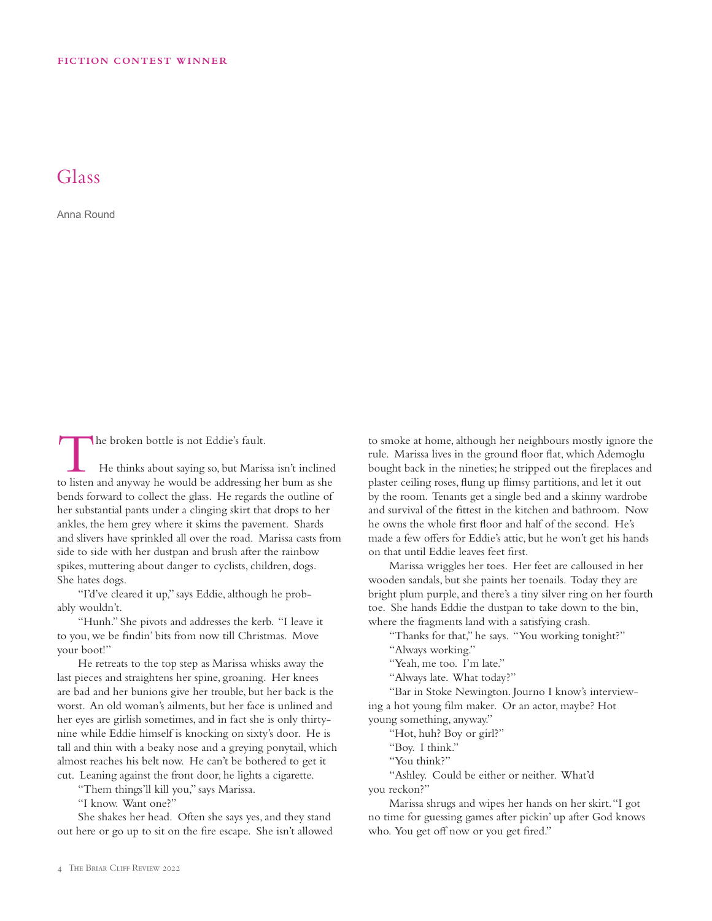FICTION CONTEST WINNER

# Glass

Anna Round

The broken bottle is not Eddie's fault.

He thinks about saying so, but Marissa isn't inclined to listen and anyway he would be addressing her bum as she bends forward to collect the glass. He regards the outline of her substantial pants under a clinging skirt that drops to her ankles, the hem grey where it skims the pavement. Shards and slivers have sprinkled all over the road. Marissa casts from side to side with her dustpan and brush after the rainbow spikes, muttering about danger to cyclists, children, dogs. She hates dogs.

"I'd've cleared it up," says Eddie, although he probably wouldn't.

"Hunh." She pivots and addresses the kerb. "I leave it to you, we be findin' bits from now till Christmas. Move your boot!"

He retreats to the top step as Marissa whisks away the last pieces and straightens her spine, groaning. Her knees are bad and her bunions give her trouble, but her back is the worst. An old woman's ailments, but her face is unlined and her eyes are girlish sometimes, and in fact she is only thirty-nine while Eddie himself is knocking on sixty's door. He is tall and thin with a beaky nose and a greying ponytail, which almost reaches his belt now. He can't be bothered to get it cut. Leaning against the front door, he lights a cigarette.

"Them things'll kill you," says Marissa.

"I know. Want one?"

She shakes her head. Often she says yes, and they stand out here or go up to sit on the fire escape. She isn't allowed to smoke at home, although her neighbours mostly ignore the rule. Marissa lives in the ground floor flat, which Ademoglu bought back in the nineties; he stripped out the fireplaces and plaster ceiling roses, flung up flimsy partitions, and let it out by the room. Tenants get a single bed and a skinny wardrobe and survival of the fittest in the kitchen and bathroom. Now he owns the whole first floor and half of the second. He's made a few offers for Eddie's attic, but he won't get his hands on that until Eddie leaves feet first.

Marissa wriggles her toes. Her feet are calloused in her wooden sandals, but she paints her toenails. Today they are bright plum purple, and there's a tiny silver ring on her fourth toe. She hands Eddie the dustpan to take down to the bin, where the fragments land with a satisfying crash.

"Thanks for that," he says. "You working tonight?"

"Always working."

"Yeah, me too. I'm late."

"Always late. What today?"

"Bar in Stoke Newington. Journo I know's interviewing a hot young film maker. Or an actor, maybe? Hot young something, anyway."

"Hot, huh? Boy or girl?"

"Boy. I think."

"You think?"

"Ashley. Could be either or neither. What'd you reckon?"

Marissa shrugs and wipes her hands on her skirt. "I got no time for guessing games after pickin' up after God knows who. You get off now or you get fired."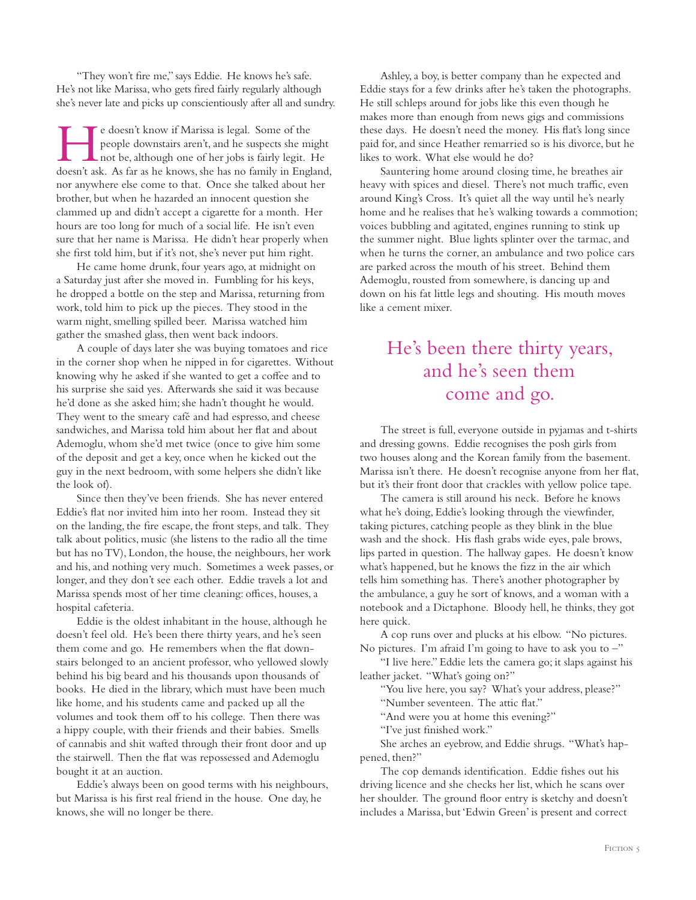"They won't fire me," says Eddie. He knows he's safe. He's not like Marissa, who gets fired fairly regularly although she's never late and picks up conscientiously after all and sundry.

He doesn't know if Marissa is legal. Some of the people downstairs aren't, and he suspects she might not be, although one of her jobs is fairly legit. He doesn't ask. As far as he knows, she has no family in England, nor anywhere else come to that. Once she talked about her brother, but when he hazarded an innocent question she clammed up and didn't accept a cigarette for a month. Her hours are too long for much of a social life. He isn't even sure that her name is Marissa. He didn't hear properly when she first told him, but if it's not, she's never put him right.

He came home drunk, four years ago, at midnight on a Saturday just after she moved in. Fumbling for his keys, he dropped a bottle on the step and Marissa, returning from work, told him to pick up the pieces. They stood in the warm night, smelling spilled beer. Marissa watched him gather the smashed glass, then went back indoors.

A couple of days later she was buying tomatoes and rice in the corner shop when he nipped in for cigarettes. Without knowing why he asked if she wanted to get a coffee and to his surprise she said yes. Afterwards she said it was because he'd done as she asked him; she hadn't thought he would. They went to the smeary café and had espresso, and cheese sandwiches, and Marissa told him about her flat and about Ademoglu, whom she'd met twice (once to give him some of the deposit and get a key, once when he kicked out the guy in the next bedroom, with some helpers she didn't like the look of).

Since then they've been friends. She has never entered Eddie's flat nor invited him into her room. Instead they sit on the landing, the fire escape, the front steps, and talk. They talk about politics, music (she listens to the radio all the time but has no TV), London, the house, the neighbours, her work and his, and nothing very much. Sometimes a week passes, or longer, and they don't see each other. Eddie travels a lot and Marissa spends most of her time cleaning: offices, houses, a hospital cafeteria.

Eddie is the oldest inhabitant in the house, although he doesn't feel old. He's been there thirty years, and he's seen them come and go. He remembers when the flat downstairs belonged to an ancient professor, who yellowed slowly behind his big beard and his thousands upon thousands of books. He died in the library, which must have been much like home, and his students came and packed up all the volumes and took them off to his college. Then there was a hippy couple, with their friends and their babies. Smells of cannabis and shit wafted through their front door and up the stairwell. Then the flat was repossessed and Ademoglu bought it at an auction.

Eddie's always been on good terms with his neighbours, but Marissa is his first real friend in the house. One day, he knows, she will no longer be there.

Ashley, a boy, is better company than he expected and Eddie stays for a few drinks after he's taken the photographs. He still schleps around for jobs like this even though he makes more than enough from news gigs and commissions these days. He doesn't need the money. His flat's long since paid for, and since Heather remarried so is his divorce, but he likes to work. What else would he do?

Sauntering home around closing time, he breathes air heavy with spices and diesel. There's not much traffic, even around King's Cross. It's quiet all the way until he's nearly home and he realises that he's walking towards a commotion; voices bubbling and agitated, engines running to stink up the summer night. Blue lights splinter over the tarmac, and when he turns the corner, an ambulance and two police cars are parked across the mouth of his street. Behind them Ademoglu, rousted from somewhere, is dancing up and down on his fat little legs and shouting. His mouth moves like a cement mixer.

> He's been there thirty years, and he's seen them come and go.

The street is full, everyone outside in pyjamas and t-shirts and dressing gowns. Eddie recognises the posh girls from two houses along and the Korean family from the basement. Marissa isn't there. He doesn't recognise anyone from her flat, but it's their front door that crackles with yellow police tape.

The camera is still around his neck. Before he knows what he's doing, Eddie's looking through the viewfinder, taking pictures, catching people as they blink in the blue wash and the shock. His flash grabs wide eyes, pale brows, lips parted in question. The hallway gapes. He doesn't know what's happened, but he knows the fizz in the air which tells him something has. There's another photographer by the ambulance, a guy he sort of knows, and a woman with a notebook and a Dictaphone. Bloody hell, he thinks, they got here quick.

A cop runs over and plucks at his elbow. "No pictures. No pictures. I'm afraid I'm going to have to ask you to –"

"I live here." Eddie lets the camera go; it slaps against his leather jacket. "What's going on?"

"You live here, you say? What's your address, please?"

"Number seventeen. The attic flat."

"And were you at home this evening?"

"I've just finished work."

She arches an eyebrow, and Eddie shrugs. "What's happened, then?"

The cop demands identification. Eddie fishes out his driving licence and she checks her list, which he scans over her shoulder. The ground floor entry is sketchy and doesn't includes a Marissa, but 'Edwin Green' is present and correct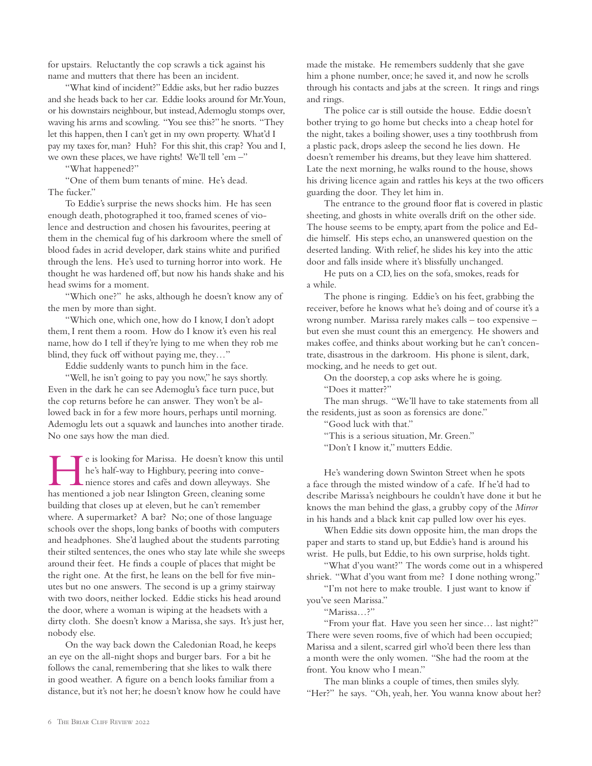for upstairs. Reluctantly the cop scrawls a tick against his name and mutters that there has been an incident.

"What kind of incident?" Eddie asks, but her radio buzzes and she heads back to her car. Eddie looks around for Mr. Youn, or his downstairs neighbour, but instead, Ademoglu stomps over, waving his arms and scowling. "You see this?" he snorts. "They let this happen, then I can't get in my own property. What'd I pay my taxes for, man? Huh? For this shit, this crap? You and I, we own these places, we have rights! We'll tell 'em –"

"What happened?"

"One of them bum tenants of mine. He's dead. The fucker."

To Eddie's surprise the news shocks him. He has seen enough death, photographed it too, framed scenes of violence and destruction and chosen his favourites, peering at them in the chemical fug of his darkroom where the smell of blood fades in acrid developer, dark stains white and purified through the lens. He's used to turning horror into work. He thought he was hardened off, but now his hands shake and his head swims for a moment.

"Which one?" he asks, although he doesn't know any of the men by more than sight.

"Which one, which one, how do I know, I don't adopt them, I rent them a room. How do I know it's even his real name, how do I tell if they're lying to me when they rob me blind, they fuck off without paying me, they…"

Eddie suddenly wants to punch him in the face.

"Well, he isn't going to pay you now," he says shortly. Even in the dark he can see Ademoglu's face turn puce, but the cop returns before he can answer. They won't be allowed back in for a few more hours, perhaps until morning. Ademoglu lets out a squawk and launches into another tirade. No one says how the man died.

He is looking for Marissa. He doesn't know this until he's half-way to Highbury, peering into convenience stores and cafés and down alleyways. She has mentioned a job near Islington Green, cleaning some building that closes up at eleven, but he can't remember where. A supermarket? A bar? No; one of those language schools over the shops, long banks of booths with computers and headphones. She'd laughed about the students parroting their stilted sentences, the ones who stay late while she sweeps around their feet. He finds a couple of places that might be the right one. At the first, he leans on the bell for five minutes but no one answers. The second is up a grimy stairway with two doors, neither locked. Eddie sticks his head around the door, where a woman is wiping at the headsets with a dirty cloth. She doesn't know a Marissa, she says. It's just her, nobody else.

On the way back down the Caledonian Road, he keeps an eye on the all-night shops and burger bars. For a bit he follows the canal, remembering that she likes to walk there in good weather. A figure on a bench looks familiar from a distance, but it's not her; he doesn't know how he could have made the mistake. He remembers suddenly that she gave him a phone number, once; he saved it, and now he scrolls through his contacts and jabs at the screen. It rings and rings and rings.

The police car is still outside the house. Eddie doesn't bother trying to go home but checks into a cheap hotel for the night, takes a boiling shower, uses a tiny toothbrush from a plastic pack, drops asleep the second he lies down. He doesn't remember his dreams, but they leave him shattered. Late the next morning, he walks round to the house, shows his driving licence again and rattles his keys at the two officers guarding the door. They let him in.

The entrance to the ground floor flat is covered in plastic sheeting, and ghosts in white overalls drift on the other side. The house seems to be empty, apart from the police and Eddie himself. His steps echo, an unanswered question on the deserted landing. With relief, he slides his key into the attic door and falls inside where it's blissfully unchanged.

He puts on a CD, lies on the sofa, smokes, reads for a while.

The phone is ringing. Eddie's on his feet, grabbing the receiver, before he knows what he's doing and of course it's a wrong number. Marissa rarely makes calls – too expensive – but even she must count this an emergency. He showers and makes coffee, and thinks about working but he can't concentrate, disastrous in the darkroom. His phone is silent, dark, mocking, and he needs to get out.

On the doorstep, a cop asks where he is going.

"Does it matter?"

The man shrugs. "We'll have to take statements from all the residents, just as soon as forensics are done."

"Good luck with that."

"This is a serious situation, Mr. Green."

"Don't I know it," mutters Eddie.

He's wandering down Swinton Street when he spots a face through the misted window of a cafe. If he'd had to describe Marissa's neighbours he couldn't have done it but he knows the man behind the glass, a grubby copy of the *Mirror* in his hands and a black knit cap pulled low over his eyes.

When Eddie sits down opposite him, the man drops the paper and starts to stand up, but Eddie's hand is around his wrist. He pulls, but Eddie, to his own surprise, holds tight.

"What d'you want?" The words come out in a whispered shriek. "What d'you want from me? I done nothing wrong."

"I'm not here to make trouble. I just want to know if you've seen Marissa."

"Marissa…?"

"From your flat. Have you seen her since… last night?" There were seven rooms, five of which had been occupied; Marissa and a silent, scarred girl who'd been there less than a month were the only women. "She had the room at the front. You know who I mean."

The man blinks a couple of times, then smiles slyly. "Her?" he says. "Oh, yeah, her. You wanna know about her?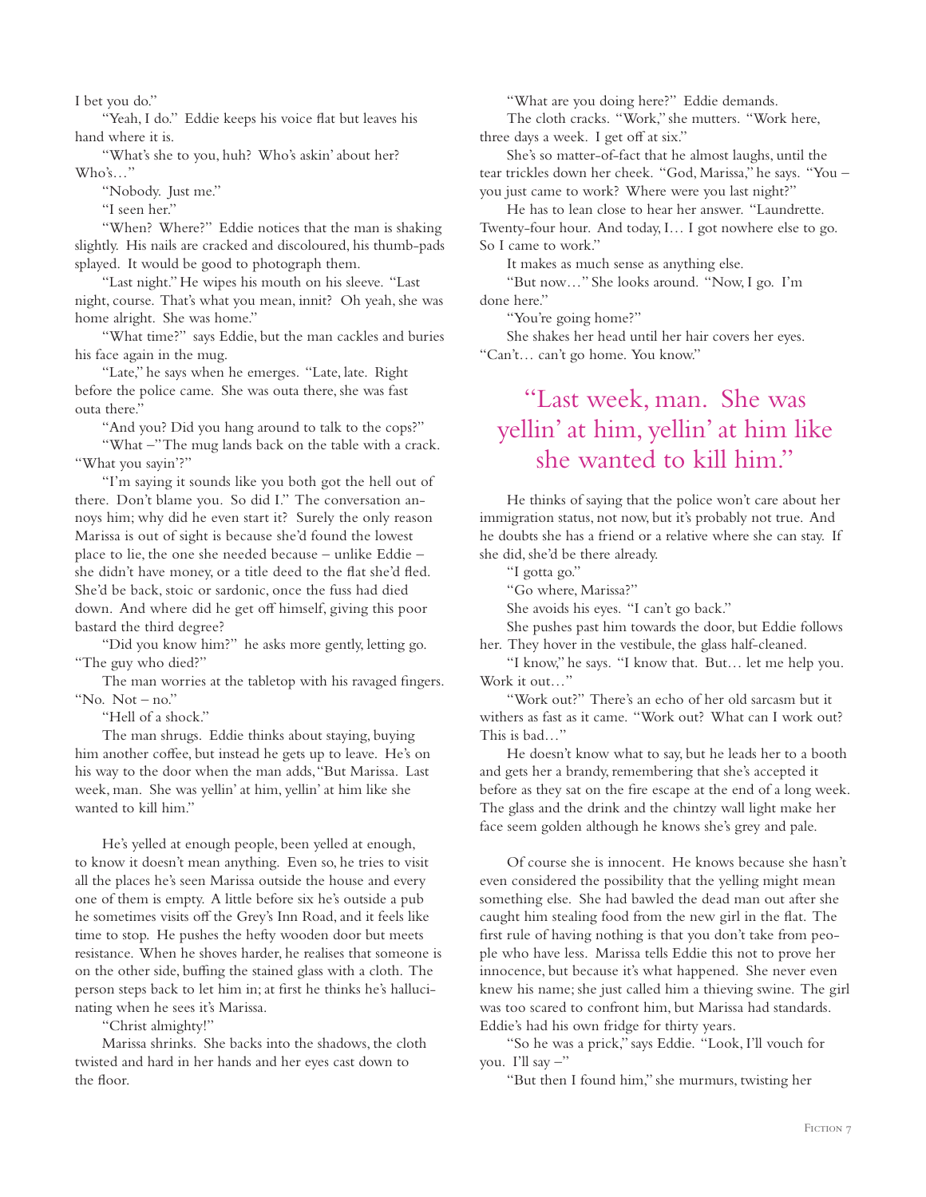I bet you do."

"Yeah, I do." Eddie keeps his voice flat but leaves his hand where it is.

"What's she to you, huh? Who's askin' about her? Who's…"

"Nobody. Just me."

"I seen her."

"When? Where?" Eddie notices that the man is shaking slightly. His nails are cracked and discoloured, his thumb-pads splayed. It would be good to photograph them.

"Last night." He wipes his mouth on his sleeve. "Last night, course. That's what you mean, innit? Oh yeah, she was home alright. She was home."

"What time?" says Eddie, but the man cackles and buries his face again in the mug.

"Late," he says when he emerges. "Late, late. Right before the police came. She was outa there, she was fast outa there."

"And you? Did you hang around to talk to the cops?"

"What –" The mug lands back on the table with a crack. "What you sayin'?"

"I'm saying it sounds like you both got the hell out of there. Don't blame you. So did I." The conversation annoys him; why did he even start it? Surely the only reason Marissa is out of sight is because she'd found the lowest place to lie, the one she needed because – unlike Eddie – she didn't have money, or a title deed to the flat she'd fled. She'd be back, stoic or sardonic, once the fuss had died down. And where did he get off himself, giving this poor bastard the third degree?

"Did you know him?" he asks more gently, letting go. "The guy who died?"

The man worries at the tabletop with his ravaged fingers. "No. Not – no."

"Hell of a shock."

The man shrugs. Eddie thinks about staying, buying him another coffee, but instead he gets up to leave. He's on his way to the door when the man adds, "But Marissa. Last week, man. She was yellin' at him, yellin' at him like she wanted to kill him."

He's yelled at enough people, been yelled at enough, to know it doesn't mean anything. Even so, he tries to visit all the places he's seen Marissa outside the house and every one of them is empty. A little before six he's outside a pub he sometimes visits off the Grey's Inn Road, and it feels like time to stop. He pushes the hefty wooden door but meets resistance. When he shoves harder, he realises that someone is on the other side, buffing the stained glass with a cloth. The person steps back to let him in; at first he thinks he's hallucinating when he sees it's Marissa.

"Christ almighty!"

Marissa shrinks. She backs into the shadows, the cloth twisted and hard in her hands and her eyes cast down to the floor.

"What are you doing here?" Eddie demands.

The cloth cracks. "Work," she mutters. "Work here, three days a week. I get off at six."

She's so matter-of-fact that he almost laughs, until the tear trickles down her cheek. "God, Marissa," he says. "You – you just came to work? Where were you last night?"

He has to lean close to hear her answer. "Laundrette. Twenty-four hour. And today, I… I got nowhere else to go. So I came to work."

It makes as much sense as anything else.

"But now…" She looks around. "Now, I go. I'm done here."

"You're going home?"

She shakes her head until her hair covers her eyes. "Can't… can't go home. You know."

> "Last week, man. She was yellin' at him, yellin' at him like she wanted to kill him."

He thinks of saying that the police won't care about her immigration status, not now, but it's probably not true. And he doubts she has a friend or a relative where she can stay. If she did, she'd be there already.

"I gotta go."

"Go where, Marissa?"

She avoids his eyes. "I can't go back."

She pushes past him towards the door, but Eddie follows her. They hover in the vestibule, the glass half-cleaned.

"I know," he says. "I know that. But… let me help you. Work it out…"

"Work out?" There's an echo of her old sarcasm but it withers as fast as it came. "Work out? What can I work out? This is bad…"

He doesn't know what to say, but he leads her to a booth and gets her a brandy, remembering that she's accepted it before as they sat on the fire escape at the end of a long week. The glass and the drink and the chintzy wall light make her face seem golden although he knows she's grey and pale.

Of course she is innocent. He knows because she hasn't even considered the possibility that the yelling might mean something else. She had bawled the dead man out after she caught him stealing food from the new girl in the flat. The first rule of having nothing is that you don't take from people who have less. Marissa tells Eddie this not to prove her innocence, but because it's what happened. She never even knew his name; she just called him a thieving swine. The girl was too scared to confront him, but Marissa had standards. Eddie's had his own fridge for thirty years.

"So he was a prick," says Eddie. "Look, I'll vouch for you. I'll say –"

"But then I found him," she murmurs, twisting her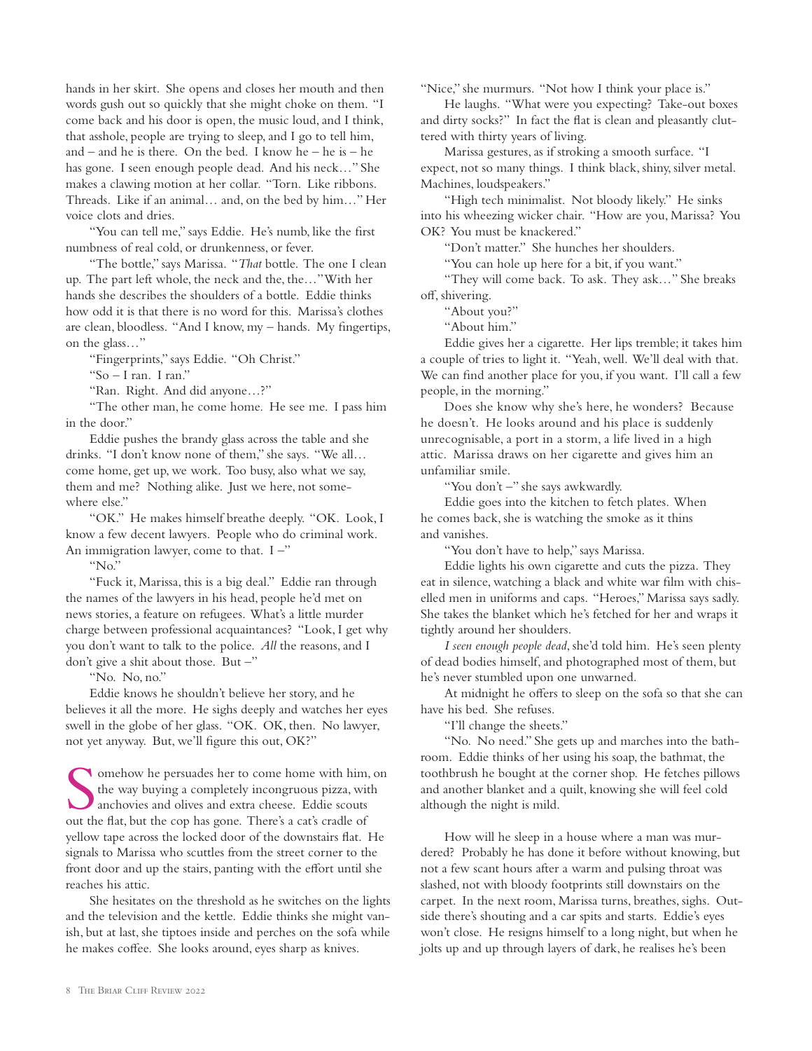hands in her skirt. She opens and closes her mouth and then words gush out so quickly that she might choke on them. "I come back and his door is open, the music loud, and I think, that asshole, people are trying to sleep, and I go to tell him, and – and he is there. On the bed. I know he – he is – he has gone. I seen enough people dead. And his neck…" She makes a clawing motion at her collar. "Torn. Like ribbons. Threads. Like if an animal… and, on the bed by him…" Her voice clots and dries.

"You can tell me," says Eddie. He's numb, like the first numbness of real cold, or drunkenness, or fever.

"The bottle," says Marissa. "*That* bottle. The one I clean up. The part left whole, the neck and the, the…" With her hands she describes the shoulders of a bottle. Eddie thinks how odd it is that there is no word for this. Marissa's clothes are clean, bloodless. "And I know, my – hands. My fingertips, on the glass…"

"Fingerprints," says Eddie. "Oh Christ."

"So – I ran. I ran."

"Ran. Right. And did anyone…?"

"The other man, he come home. He see me. I pass him in the door."

Eddie pushes the brandy glass across the table and she drinks. "I don't know none of them," she says. "We all… come home, get up, we work. Too busy, also what we say, them and me? Nothing alike. Just we here, not somewhere else."

"OK." He makes himself breathe deeply. "OK. Look, I know a few decent lawyers. People who do criminal work. An immigration lawyer, come to that. I –"

"No."

"Fuck it, Marissa, this is a big deal." Eddie ran through the names of the lawyers in his head, people he'd met on news stories, a feature on refugees. What's a little murder charge between professional acquaintances? "Look, I get why you don't want to talk to the police. *All* the reasons, and I don't give a shit about those. But –"

"No. No, no."

Eddie knows he shouldn't believe her story, and he believes it all the more. He sighs deeply and watches her eyes swell in the globe of her glass. "OK. OK, then. No lawyer, not yet anyway. But, we'll figure this out, OK?"

Somehow he persuades her to come home with him, on the way buying a completely incongruous pizza, with anchovies and olives and extra cheese. Eddie scouts out the flat, but the cop has gone. There's a cat's cradle of yellow tape across the locked door of the downstairs flat. He signals to Marissa who scuttles from the street corner to the front door and up the stairs, panting with the effort until she reaches his attic.

She hesitates on the threshold as he switches on the lights and the television and the kettle. Eddie thinks she might vanish, but at last, she tiptoes inside and perches on the sofa while he makes coffee. She looks around, eyes sharp as knives.

"Nice," she murmurs. "Not how I think your place is."

He laughs. "What were you expecting? Take-out boxes and dirty socks?" In fact the flat is clean and pleasantly cluttered with thirty years of living.

Marissa gestures, as if stroking a smooth surface. "I expect, not so many things. I think black, shiny, silver metal. Machines, loudspeakers."

"High tech minimalist. Not bloody likely." He sinks into his wheezing wicker chair. "How are you, Marissa? You OK? You must be knackered."

"Don't matter." She hunches her shoulders.

"You can hole up here for a bit, if you want."

"They will come back. To ask. They ask…" She breaks off, shivering.

"About you?"

"About him."

Eddie gives her a cigarette. Her lips tremble; it takes him a couple of tries to light it. "Yeah, well. We'll deal with that. We can find another place for you, if you want. I'll call a few people, in the morning."

Does she know why she's here, he wonders? Because he doesn't. He looks around and his place is suddenly unrecognisable, a port in a storm, a life lived in a high attic. Marissa draws on her cigarette and gives him an unfamiliar smile.

"You don't –" she says awkwardly.

Eddie goes into the kitchen to fetch plates. When he comes back, she is watching the smoke as it thins and vanishes.

"You don't have to help," says Marissa.

Eddie lights his own cigarette and cuts the pizza. They eat in silence, watching a black and white war film with chiselled men in uniforms and caps. "Heroes," Marissa says sadly. She takes the blanket which he's fetched for her and wraps it tightly around her shoulders.

*I seen enough people dead*, she'd told him. He's seen plenty of dead bodies himself, and photographed most of them, but he's never stumbled upon one unwarned.

At midnight he offers to sleep on the sofa so that she can have his bed. She refuses.

"I'll change the sheets."

"No. No need." She gets up and marches into the bathroom. Eddie thinks of her using his soap, the bathmat, the toothbrush he bought at the corner shop. He fetches pillows and another blanket and a quilt, knowing she will feel cold although the night is mild.

How will he sleep in a house where a man was murdered? Probably he has done it before without knowing, but not a few scant hours after a warm and pulsing throat was slashed, not with bloody footprints still downstairs on the carpet. In the next room, Marissa turns, breathes, sighs. Outside there's shouting and a car spits and starts. Eddie's eyes won't close. He resigns himself to a long night, but when he jolts up and up through layers of dark, he realises he's been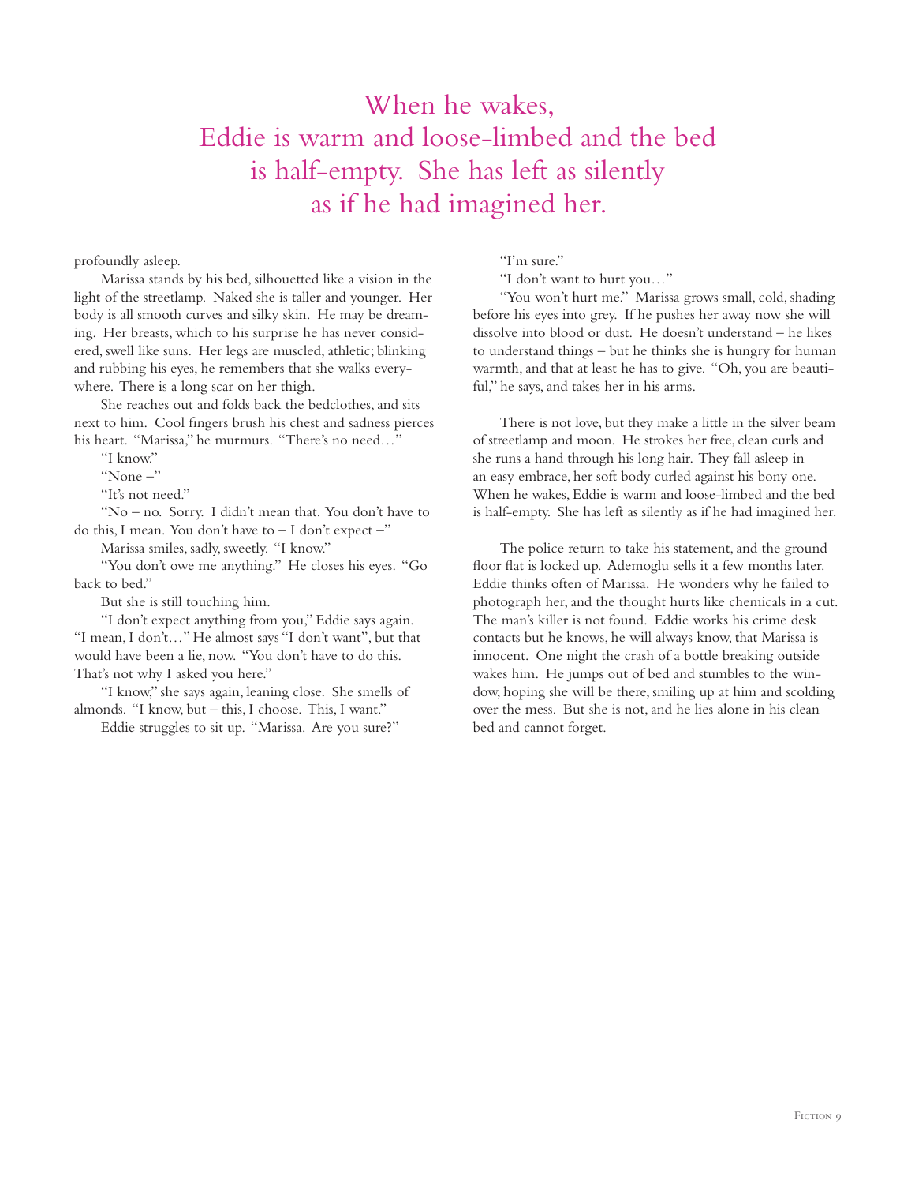> When he wakes, Eddie is warm and loose-limbed and the bed is half-empty. She has left as silently as if he had imagined her.

profoundly asleep.

Marissa stands by his bed, silhouetted like a vision in the light of the streetlamp. Naked she is taller and younger. Her body is all smooth curves and silky skin. He may be dreaming. Her breasts, which to his surprise he has never considered, swell like suns. Her legs are muscled, athletic; blinking and rubbing his eyes, he remembers that she walks everywhere. There is a long scar on her thigh.

She reaches out and folds back the bedclothes, and sits next to him. Cool fingers brush his chest and sadness pierces his heart. "Marissa," he murmurs. "There's no need…"

"I know."

"None –"

"It's not need."

"No – no. Sorry. I didn't mean that. You don't have to do this, I mean. You don't have to – I don't expect –"

Marissa smiles, sadly, sweetly. "I know."

"You don't owe me anything." He closes his eyes. "Go back to bed."

But she is still touching him.

"I don't expect anything from you," Eddie says again. "I mean, I don't…" He almost says "I don't want", but that would have been a lie, now. "You don't have to do this. That's not why I asked you here."

"I know," she says again, leaning close. She smells of almonds. "I know, but – this, I choose. This, I want."

Eddie struggles to sit up. "Marissa. Are you sure?"

"I'm sure."

"I don't want to hurt you…"

"You won't hurt me." Marissa grows small, cold, shading before his eyes into grey. If he pushes her away now she will dissolve into blood or dust. He doesn't understand – he likes to understand things – but he thinks she is hungry for human warmth, and that at least he has to give. "Oh, you are beautiful," he says, and takes her in his arms.

There is not love, but they make a little in the silver beam of streetlamp and moon. He strokes her free, clean curls and she runs a hand through his long hair. They fall asleep in an easy embrace, her soft body curled against his bony one. When he wakes, Eddie is warm and loose-limbed and the bed is half-empty. She has left as silently as if he had imagined her.

The police return to take his statement, and the ground floor flat is locked up. Ademoglu sells it a few months later. Eddie thinks often of Marissa. He wonders why he failed to photograph her, and the thought hurts like chemicals in a cut. The man's killer is not found. Eddie works his crime desk contacts but he knows, he will always know, that Marissa is innocent. One night the crash of a bottle breaking outside wakes him. He jumps out of bed and stumbles to the window, hoping she will be there, smiling up at him and scolding over the mess. But she is not, and he lies alone in his clean bed and cannot forget.